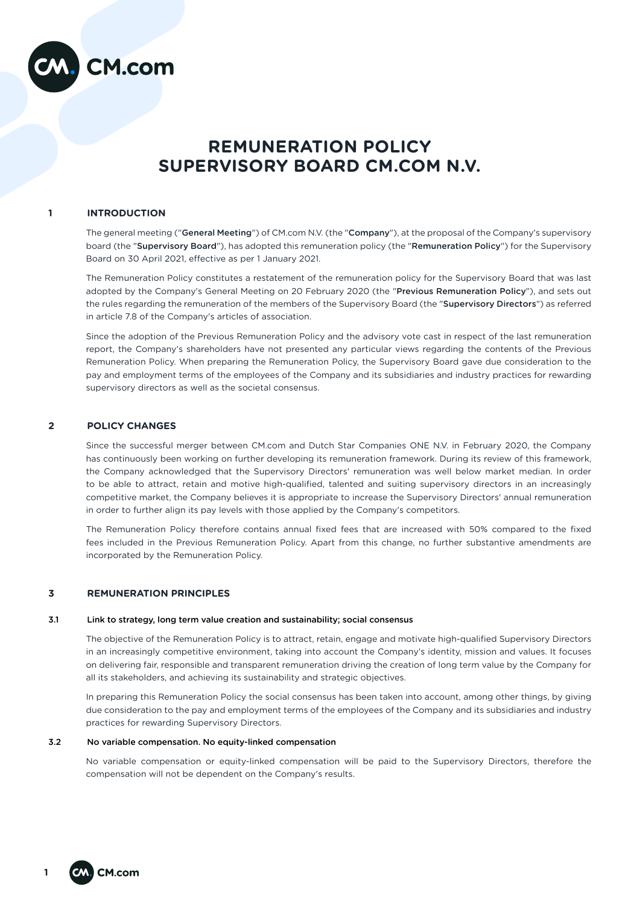# REMUNERATION POLICY SUPERVISORY BOARD CM.COM N.V.

## 1 INTRODUCTION

The general meeting ("**General Meeting**") of CM.com N.V. (the "**Company**"), at the proposal of the Company's supervisory board (the "**Supervisory Board**"), has adopted this remuneration policy (the "**Remuneration Policy**") for the Supervisory Board on 30 April 2021, effective as per 1 January 2021.

The Remuneration Policy constitutes a restatement of the remuneration policy for the Supervisory Board that was last adopted by the Company's General Meeting on 20 February 2020 (the "**Previous Remuneration Policy**"), and sets out the rules regarding the remuneration of the members of the Supervisory Board (the "**Supervisory Directors**") as referred in article 7.8 of the Company's articles of association.

Since the adoption of the Previous Remuneration Policy and the advisory vote cast in respect of the last remuneration report, the Company's shareholders have not presented any particular views regarding the contents of the Previous Remuneration Policy. When preparing the Remuneration Policy, the Supervisory Board gave due consideration to the pay and employment terms of the employees of the Company and its subsidiaries and industry practices for rewarding supervisory directors as well as the societal consensus.

## 2 POLICY CHANGES

Since the successful merger between CM.com and Dutch Star Companies ONE N.V. in February 2020, the Company has continuously been working on further developing its remuneration framework. During its review of this framework, the Company acknowledged that the Supervisory Directors' remuneration was well below market median. In order to be able to attract, retain and motive high-qualified, talented and suiting supervisory directors in an increasingly competitive market, the Company believes it is appropriate to increase the Supervisory Directors' annual remuneration in order to further align its pay levels with those applied by the Company's competitors.

The Remuneration Policy therefore contains annual fixed fees that are increased with 50% compared to the fixed fees included in the Previous Remuneration Policy. Apart from this change, no further substantive amendments are incorporated by the Remuneration Policy.

## 3 REMUNERATION PRINCIPLES

### 3.1 Link to strategy, long term value creation and sustainability; social consensus

The objective of the Remuneration Policy is to attract, retain, engage and motivate high-qualified Supervisory Directors in an increasingly competitive environment, taking into account the Company's identity, mission and values. It focuses on delivering fair, responsible and transparent remuneration driving the creation of long term value by the Company for all its stakeholders, and achieving its sustainability and strategic objectives.

In preparing this Remuneration Policy the social consensus has been taken into account, among other things, by giving due consideration to the pay and employment terms of the employees of the Company and its subsidiaries and industry practices for rewarding Supervisory Directors.

### 3.2 No variable compensation. No equity-linked compensation

No variable compensation or equity-linked compensation will be paid to the Supervisory Directors, therefore the compensation will not be dependent on the Company's results.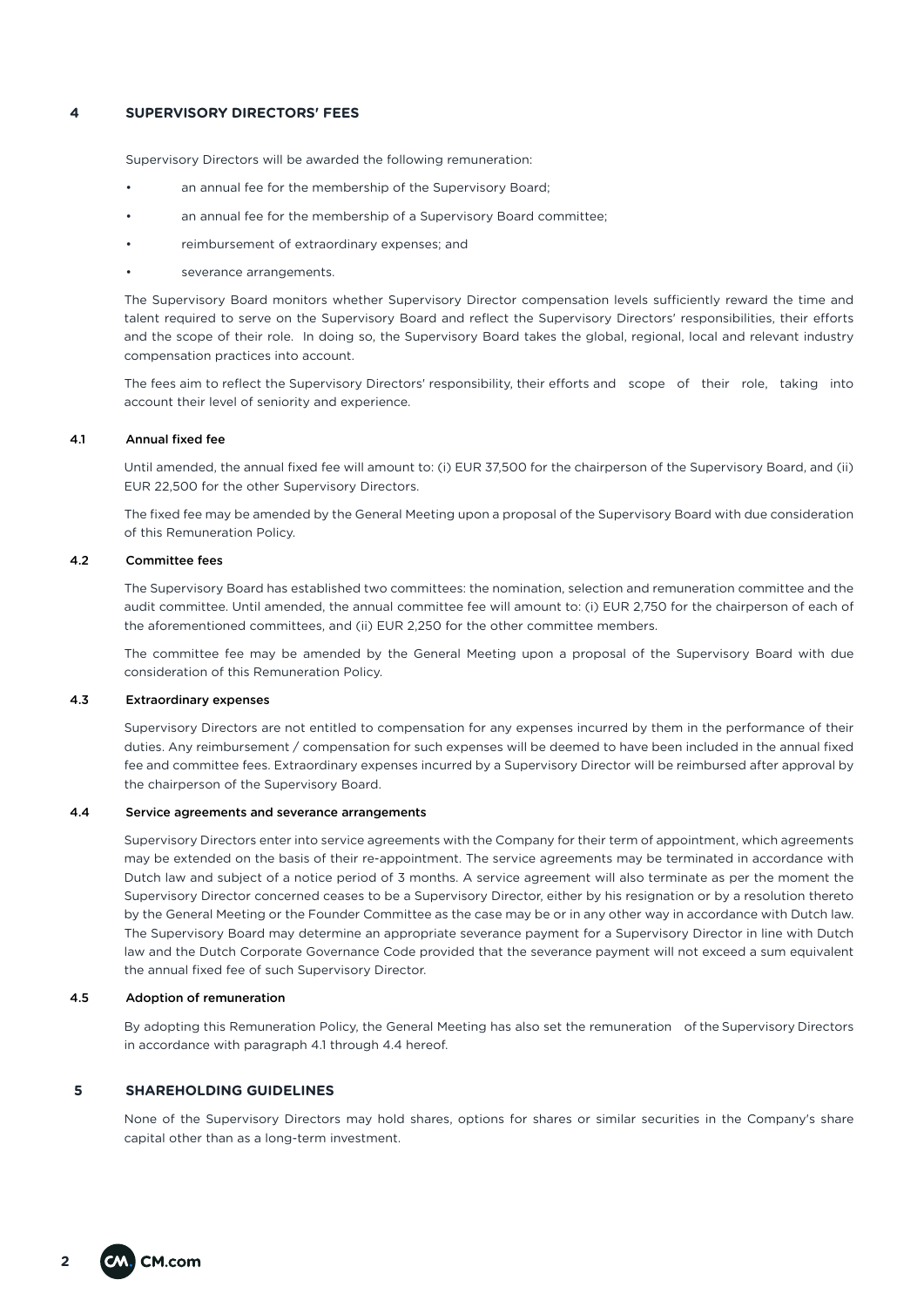## 4 SUPERVISORY DIRECTORS' FEES

Supervisory Directors will be awarded the following remuneration:

- an annual fee for the membership of the Supervisory Board;
- an annual fee for the membership of a Supervisory Board committee;
- reimbursement of extraordinary expenses; and
- severance arrangements.

The Supervisory Board monitors whether Supervisory Director compensation levels sufficiently reward the time and talent required to serve on the Supervisory Board and reflect the Supervisory Directors' responsibilities, their efforts and the scope of their role. In doing so, the Supervisory Board takes the global, regional, local and relevant industry compensation practices into account.

The fees aim to reflect the Supervisory Directors' responsibility, their efforts and scope of their role, taking into account their level of seniority and experience.

### 4.1 Annual fixed fee

Until amended, the annual fixed fee will amount to: (i) EUR 37,500 for the chairperson of the Supervisory Board, and (ii) EUR 22,500 for the other Supervisory Directors.

The fixed fee may be amended by the General Meeting upon a proposal of the Supervisory Board with due consideration of this Remuneration Policy.

### 4.2 Committee fees

The Supervisory Board has established two committees: the nomination, selection and remuneration committee and the audit committee. Until amended, the annual committee fee will amount to: (i) EUR 2,750 for the chairperson of each of the aforementioned committees, and (ii) EUR 2,250 for the other committee members.

The committee fee may be amended by the General Meeting upon a proposal of the Supervisory Board with due consideration of this Remuneration Policy.

### 4.3 Extraordinary expenses

Supervisory Directors are not entitled to compensation for any expenses incurred by them in the performance of their duties. Any reimbursement / compensation for such expenses will be deemed to have been included in the annual fixed fee and committee fees. Extraordinary expenses incurred by a Supervisory Director will be reimbursed after approval by the chairperson of the Supervisory Board.

### 4.4 Service agreements and severance arrangements

Supervisory Directors enter into service agreements with the Company for their term of appointment, which agreements may be extended on the basis of their re-appointment. The service agreements may be terminated in accordance with Dutch law and subject of a notice period of 3 months. A service agreement will also terminate as per the moment the Supervisory Director concerned ceases to be a Supervisory Director, either by his resignation or by a resolution thereto by the General Meeting or the Founder Committee as the case may be or in any other way in accordance with Dutch law. The Supervisory Board may determine an appropriate severance payment for a Supervisory Director in line with Dutch law and the Dutch Corporate Governance Code provided that the severance payment will not exceed a sum equivalent the annual fixed fee of such Supervisory Director.

### 4.5 Adoption of remuneration

By adopting this Remuneration Policy, the General Meeting has also set the remuneration of the Supervisory Directors in accordance with paragraph 4.1 through 4.4 hereof.

## 5 SHAREHOLDING GUIDELINES

None of the Supervisory Directors may hold shares, options for shares or similar securities in the Company's share capital other than as a long-term investment.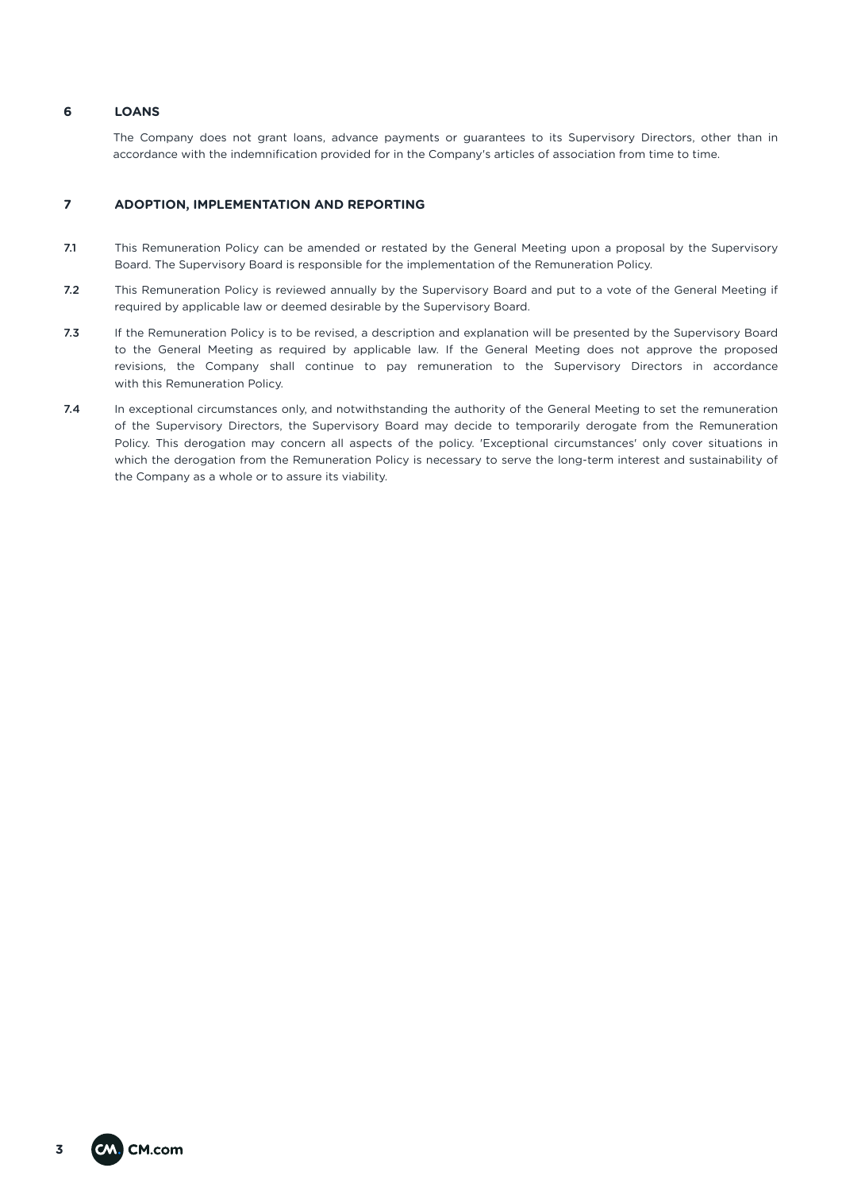## 6 LOANS

The Company does not grant loans, advance payments or guarantees to its Supervisory Directors, other than in accordance with the indemnification provided for in the Company's articles of association from time to time.

## 7 ADOPTION, IMPLEMENTATION AND REPORTING

**7.1** This Remuneration Policy can be amended or restated by the General Meeting upon a proposal by the Supervisory Board. The Supervisory Board is responsible for the implementation of the Remuneration Policy.

**7.2** This Remuneration Policy is reviewed annually by the Supervisory Board and put to a vote of the General Meeting if required by applicable law or deemed desirable by the Supervisory Board.

**7.3** If the Remuneration Policy is to be revised, a description and explanation will be presented by the Supervisory Board to the General Meeting as required by applicable law. If the General Meeting does not approve the proposed revisions, the Company shall continue to pay remuneration to the Supervisory Directors in accordance with this Remuneration Policy.

**7.4** In exceptional circumstances only, and notwithstanding the authority of the General Meeting to set the remuneration of the Supervisory Directors, the Supervisory Board may decide to temporarily derogate from the Remuneration Policy. This derogation may concern all aspects of the policy. 'Exceptional circumstances' only cover situations in which the derogation from the Remuneration Policy is necessary to serve the long-term interest and sustainability of the Company as a whole or to assure its viability.